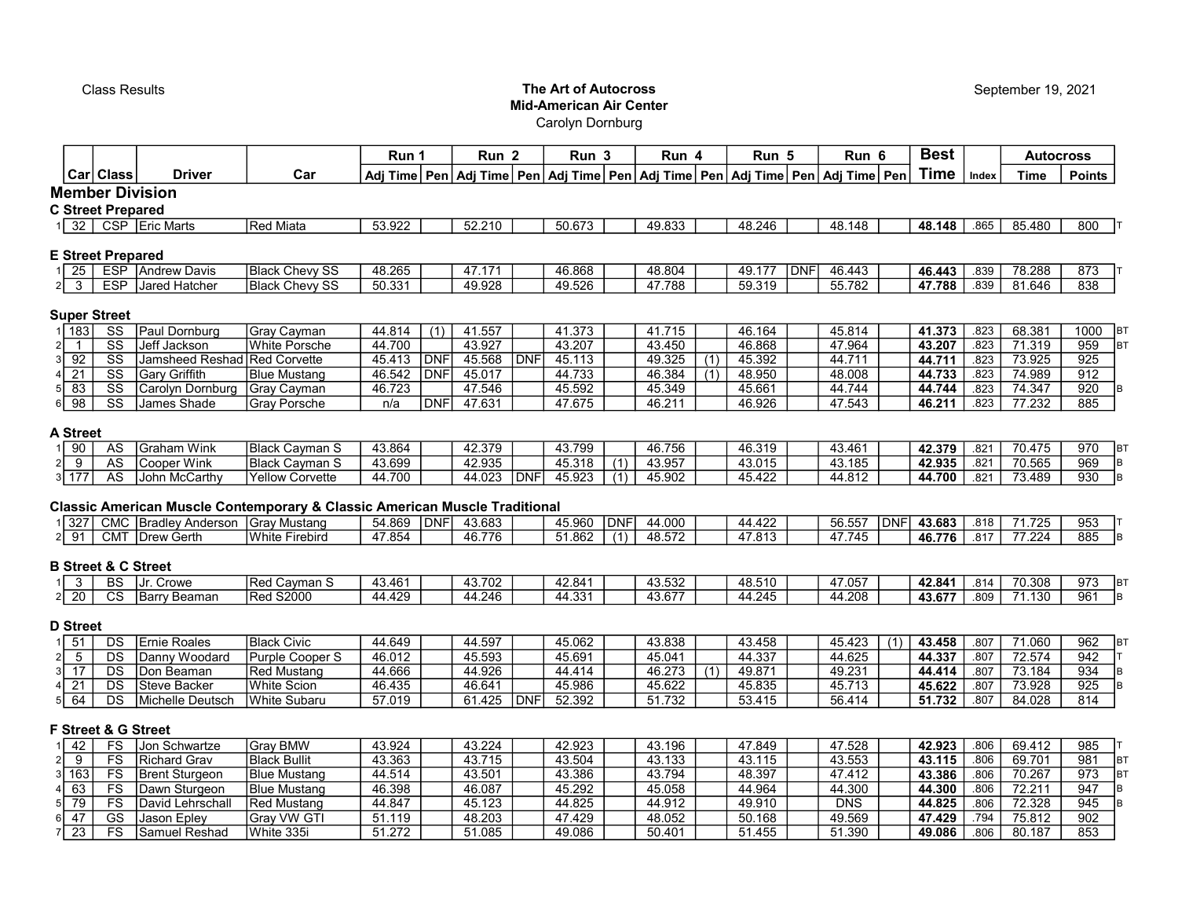Class Results

**The Art of Autocross**
**Mid-American Air Center**
Carolyn Dornburg

September 19, 2021

| | Car | Class | Driver | Car | Run 1 | | Run 2 | | Run 3 | | Run 4 | | Run 5 | | Run 6 | | Best | | Autocross | | |
|---|---|---|---|---|---|---|---|---|---|---|---|---|---|---|---|---|---|---|---|---|---|
| | | | | | Adj Time | Pen | Adj Time | Pen | Adj Time | Pen | Adj Time | Pen | Adj Time | Pen | Adj Time | Pen | Time | Index | Time | Points | |
| **Member Division** | | | | | | | | | | | | | | | | | | | | | |
| **C Street Prepared** | | | | | | | | | | | | | | | | | | | | | |
| 1 | 32 | CSP | Eric Marts | Red Miata | 53.922 | | 52.210 | | 50.673 | | 49.833 | | 48.246 | | 48.148 | | **48.148** | .865 | 85.480 | 800 | T |
| **E Street Prepared** | | | | | | | | | | | | | | | | | | | | | |
| 1 | 25 | ESP | Andrew Davis | Black Chevy SS | 48.265 | | 47.171 | | 46.868 | | 48.804 | | 49.177 | DNF | 46.443 | | **46.443** | .839 | 78.288 | 873 | T |
| 2 | 3 | ESP | Jared Hatcher | Black Chevy SS | 50.331 | | 49.928 | | 49.526 | | 47.788 | | 59.319 | | 55.782 | | **47.788** | .839 | 81.646 | 838 | |
| **Super Street** | | | | | | | | | | | | | | | | | | | | | |
| 1 | 183 | SS | Paul Dornburg | Gray Cayman | 44.814 | (1) | 41.557 | | 41.373 | | 41.715 | | 46.164 | | 45.814 | | **41.373** | .823 | 68.381 | 1000 | BT |
| 2 | 1 | SS | Jeff Jackson | White Porsche | 44.700 | | 43.927 | | 43.207 | | 43.450 | | 46.868 | | 47.964 | | **43.207** | .823 | 71.319 | 959 | BT |
| 3 | 92 | SS | Jamsheed Reshad | Red Corvette | 45.413 | DNF | 45.568 | DNF | 45.113 | | 49.325 | (1) | 45.392 | | 44.711 | | **44.711** | .823 | 73.925 | 925 | |
| 4 | 21 | SS | Gary Griffith | Blue Mustang | 46.542 | DNF | 45.017 | | 44.733 | | 46.384 | (1) | 48.950 | | 48.008 | | **44.733** | .823 | 74.989 | 912 | |
| 5 | 83 | SS | Carolyn Dornburg | Gray Cayman | 46.723 | | 47.546 | | 45.592 | | 45.349 | | 45.661 | | 44.744 | | **44.744** | .823 | 74.347 | 920 | B |
| 6 | 98 | SS | James Shade | Gray Porsche | n/a | DNF | 47.631 | | 47.675 | | 46.211 | | 46.926 | | 47.543 | | **46.211** | .823 | 77.232 | 885 | |
| **A Street** | | | | | | | | | | | | | | | | | | | | | |
| 1 | 90 | AS | Graham Wink | Black Cayman S | 43.864 | | 42.379 | | 43.799 | | 46.756 | | 46.319 | | 43.461 | | **42.379** | .821 | 70.475 | 970 | BT |
| 2 | 9 | AS | Cooper Wink | Black Cayman S | 43.699 | | 42.935 | | 45.318 | (1) | 43.957 | | 43.015 | | 43.185 | | **42.935** | .821 | 70.565 | 969 | B |
| 3 | 177 | AS | John McCarthy | Yellow Corvette | 44.700 | | 44.023 | DNF | 45.923 | (1) | 45.902 | | 45.422 | | 44.812 | | **44.700** | .821 | 73.489 | 930 | B |
| **Classic American Muscle Contemporary & Classic American Muscle Traditional** | | | | | | | | | | | | | | | | | | | | | |
| 1 | 327 | CMC | Bradley Anderson | Gray Mustang | 54.869 | DNF | 43.683 | | 45.960 | DNF | 44.000 | | 44.422 | | 56.557 | DNF | **43.683** | .818 | 71.725 | 953 | T |
| 2 | 91 | CMT | Drew Gerth | White Firebird | 47.854 | | 46.776 | | 51.862 | (1) | 48.572 | | 47.813 | | 47.745 | | **46.776** | .817 | 77.224 | 885 | B |
| **B Street & C Street** | | | | | | | | | | | | | | | | | | | | | |
| 1 | 3 | BS | Jr. Crowe | Red Cayman S | 43.461 | | 43.702 | | 42.841 | | 43.532 | | 48.510 | | 47.057 | | **42.841** | .814 | 70.308 | 973 | BT |
| 2 | 20 | CS | Barry Beaman | Red S2000 | 44.429 | | 44.246 | | 44.331 | | 43.677 | | 44.245 | | 44.208 | | **43.677** | .809 | 71.130 | 961 | B |
| **D Street** | | | | | | | | | | | | | | | | | | | | | |
| 1 | 51 | DS | Ernie Roales | Black Civic | 44.649 | | 44.597 | | 45.062 | | 43.838 | | 43.458 | | 45.423 | (1) | **43.458** | .807 | 71.060 | 962 | BT |
| 2 | 5 | DS | Danny Woodard | Purple Cooper S | 46.012 | | 45.593 | | 45.691 | | 45.041 | | 44.337 | | 44.625 | | **44.337** | .807 | 72.574 | 942 | T |
| 3 | 17 | DS | Don Beaman | Red Mustang | 44.666 | | 44.926 | | 44.414 | | 46.273 | (1) | 49.871 | | 49.231 | | **44.414** | .807 | 73.184 | 934 | B |
| 4 | 21 | DS | Steve Backer | White Scion | 46.435 | | 46.641 | | 45.986 | | 45.622 | | 45.835 | | 45.713 | | **45.622** | .807 | 73.928 | 925 | B |
| 5 | 64 | DS | Michelle Deutsch | White Subaru | 57.019 | | 61.425 | DNF | 52.392 | | 51.732 | | 53.415 | | 56.414 | | **51.732** | .807 | 84.028 | 814 | |
| **F Street & G Street** | | | | | | | | | | | | | | | | | | | | | |
| 1 | 42 | FS | Jon Schwartze | Gray BMW | 43.924 | | 43.224 | | 42.923 | | 43.196 | | 47.849 | | 47.528 | | **42.923** | .806 | 69.412 | 985 | T |
| 2 | 9 | FS | Richard Grav | Black Bullit | 43.363 | | 43.715 | | 43.504 | | 43.133 | | 43.115 | | 43.553 | | **43.115** | .806 | 69.701 | 981 | BT |
| 3 | 163 | FS | Brent Sturgeon | Blue Mustang | 44.514 | | 43.501 | | 43.386 | | 43.794 | | 48.397 | | 47.412 | | **43.386** | .806 | 70.267 | 973 | BT |
| 4 | 63 | FS | Dawn Sturgeon | Blue Mustang | 46.398 | | 46.087 | | 45.292 | | 45.058 | | 44.964 | | 44.300 | | **44.300** | .806 | 72.211 | 947 | B |
| 5 | 79 | FS | David Lehrschall | Red Mustang | 44.847 | | 45.123 | | 44.825 | | 44.912 | | 49.910 | | DNS | | **44.825** | .806 | 72.328 | 945 | B |
| 6 | 47 | GS | Jason Epley | Gray VW GTI | 51.119 | | 48.203 | | 47.429 | | 48.052 | | 50.168 | | 49.569 | | **47.429** | .794 | 75.812 | 902 | |
| 7 | 23 | FS | Samuel Reshad | White 335i | 51.272 | | 51.085 | | 49.086 | | 50.401 | | 51.455 | | 51.390 | | **49.086** | .806 | 80.187 | 853 | |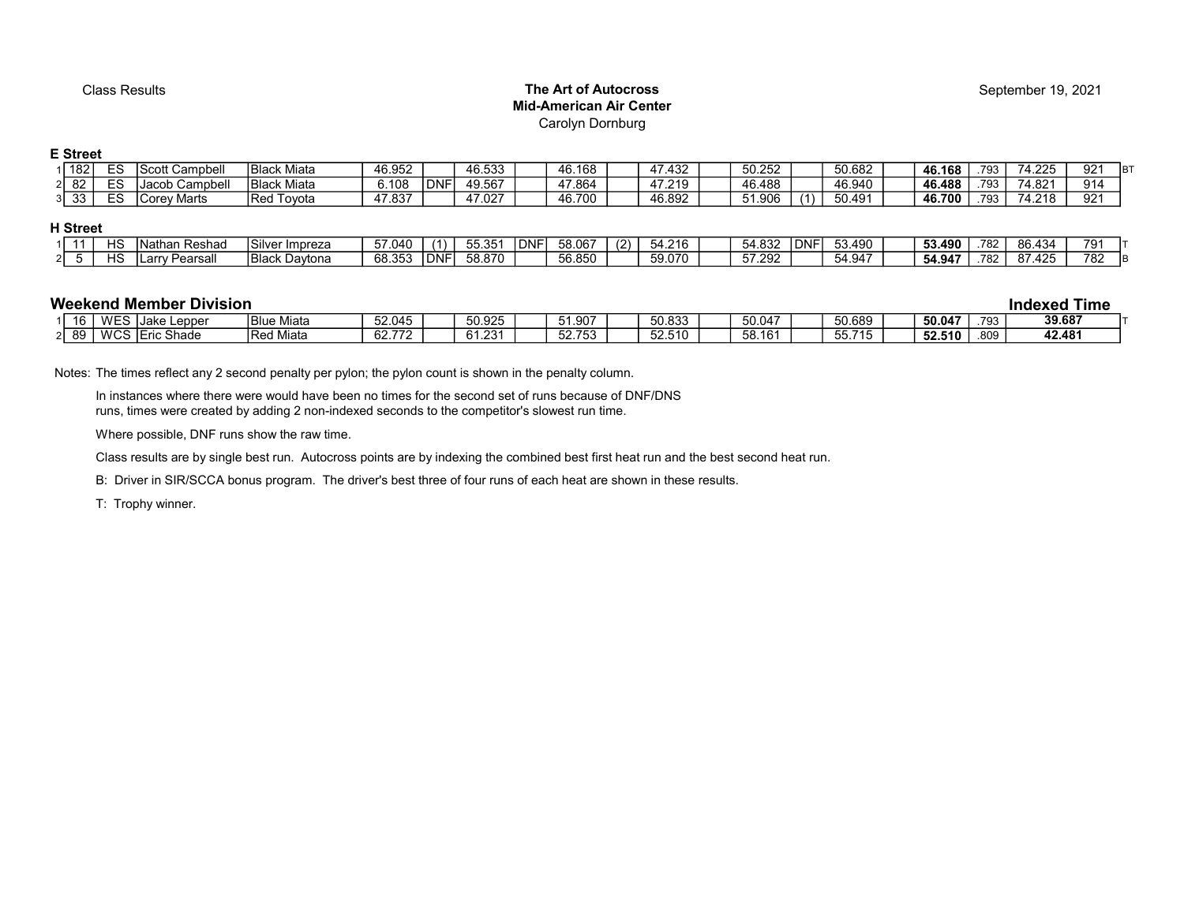Class Results

**The Art of Autocross**
**Mid-American Air Center**
Carolyn Dornburg

September 19, 2021

**E Street**

| | | | | | | | | | | | | | | | | | | | | |
|---|---|---|---|---|---|---|---|---|---|---|---|---|---|---|---|---|---|---|---|---|
| 1 | 182 | ES | Scott Campbell | Black Miata | 46.952 | | 46.533 | | 46.168 | | 47.432 | | 50.252 | | 50.682 | | **46.168** | .793 | 74.225 | 921 | BT |
| 2 | 82 | ES | Jacob Campbell | Black Miata | 6.108 | DNF | 49.567 | | 47.864 | | 47.219 | | 46.488 | | 46.940 | | **46.488** | .793 | 74.821 | 914 | |
| 3 | 33 | ES | Corey Marts | Red Toyota | 47.837 | | 47.027 | | 46.700 | | 46.892 | | 51.906 | (1) | 50.491 | | **46.700** | .793 | 74.218 | 921 | |

**H Street**

| | | | | | | | | | | | | | | | | | | | | |
|---|---|---|---|---|---|---|---|---|---|---|---|---|---|---|---|---|---|---|---|---|
| 1 | 11 | HS | Nathan Reshad | Silver Impreza | 57.040 | (1) | 55.351 | DNF | 58.067 | (2) | 54.216 | | 54.832 | DNF | 53.490 | | **53.490** | .782 | 86.434 | 791 | T |
| 2 | 5 | HS | Larry Pearsall | Black Daytona | 68.353 | DNF | 58.870 | | 56.850 | | 59.070 | | 57.292 | | 54.947 | | **54.947** | .782 | 87.425 | 782 | B |

## Weekend Member Division

| | | | | | | | | | | | | | | | | | | | | |
|---|---|---|---|---|---|---|---|---|---|---|---|---|---|---|---|---|---|---|---|---|
| | | | | | | | | | | | | | | | | | | **Indexed Time** | | |
| 1 | 16 | WES | Jake Lepper | Blue Miata | 52.045 | | 50.925 | | 51.907 | | 50.833 | | 50.047 | | 50.689 | | **50.047** | .793 | **39.687** | T |
| 2 | 89 | WCS | Eric Shade | Red Miata | 62.772 | | 61.231 | | 52.753 | | 52.510 | | 58.161 | | 55.715 | | **52.510** | .809 | **42.481** | |

Notes: The times reflect any 2 second penalty per pylon; the pylon count is shown in the penalty column.

In instances where there were would have been no times for the second set of runs because of DNF/DNS runs, times were created by adding 2 non-indexed seconds to the competitor's slowest run time.

Where possible, DNF runs show the raw time.

Class results are by single best run. Autocross points are by indexing the combined best first heat run and the best second heat run.

B: Driver in SIR/SCCA bonus program. The driver's best three of four runs of each heat are shown in these results.

T: Trophy winner.